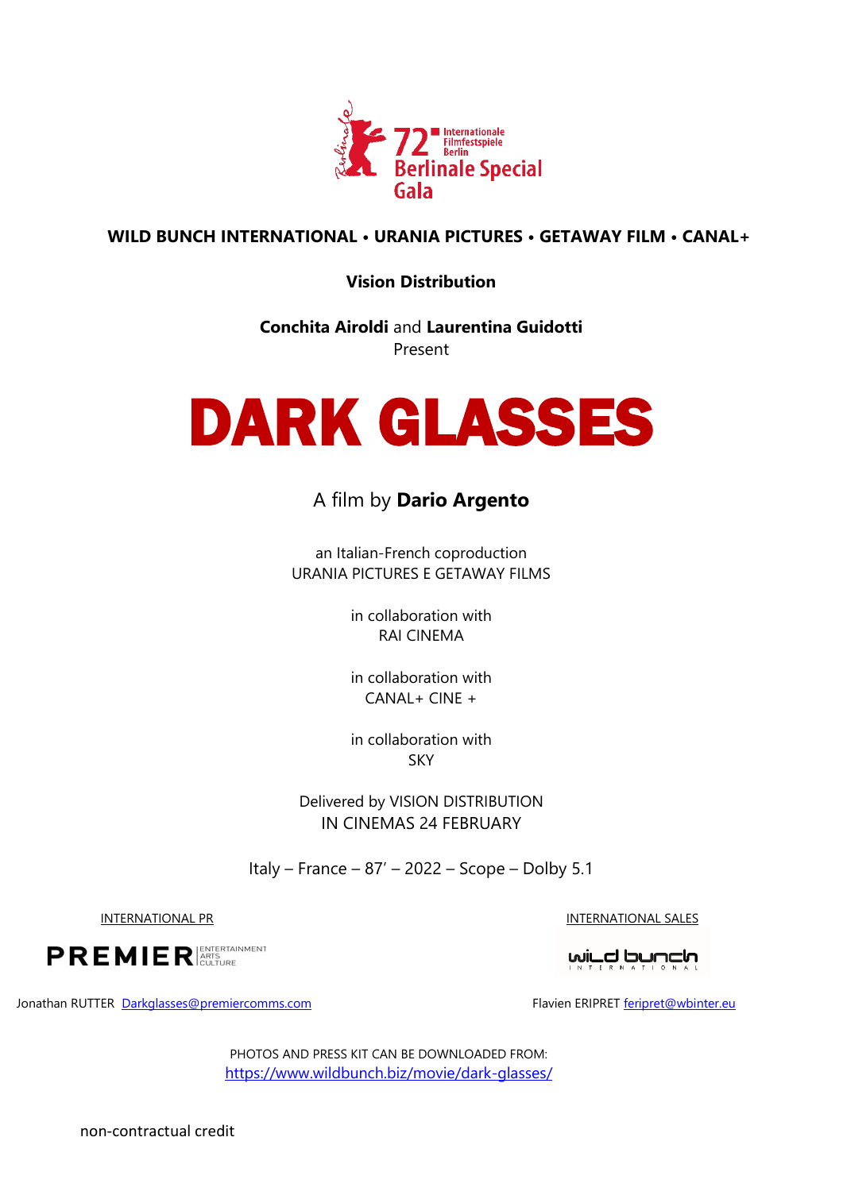72 Internationale Filmfestspiele Berlin
Berlinale Special Gala

**WILD BUNCH INTERNATIONAL • URANIA PICTURES • GETAWAY FILM • CANAL+**

**Vision Distribution**

**Conchita Airoldi** and **Laurentina Guidotti**
Present

# DARK GLASSES

A film by **Dario Argento**

an Italian-French coproduction
URANIA PICTURES E GETAWAY FILMS

in collaboration with
RAI CINEMA

in collaboration with
CANAL+ CINE +

in collaboration with
SKY

Delivered by VISION DISTRIBUTION
IN CINEMAS 24 FEBRUARY

Italy – France – 87' – 2022 – Scope – Dolby 5.1

INTERNATIONAL PR

PREMIER ENTERTAINMENT ARTS CULTURE

Jonathan RUTTER Darkglasses@premiercomms.com

INTERNATIONAL SALES

wild bunch INTERNATIONAL

Flavien ERIPRET feripret@wbinter.eu

PHOTOS AND PRESS KIT CAN BE DOWNLOADED FROM:
https://www.wildbunch.biz/movie/dark-glasses/

non-contractual credit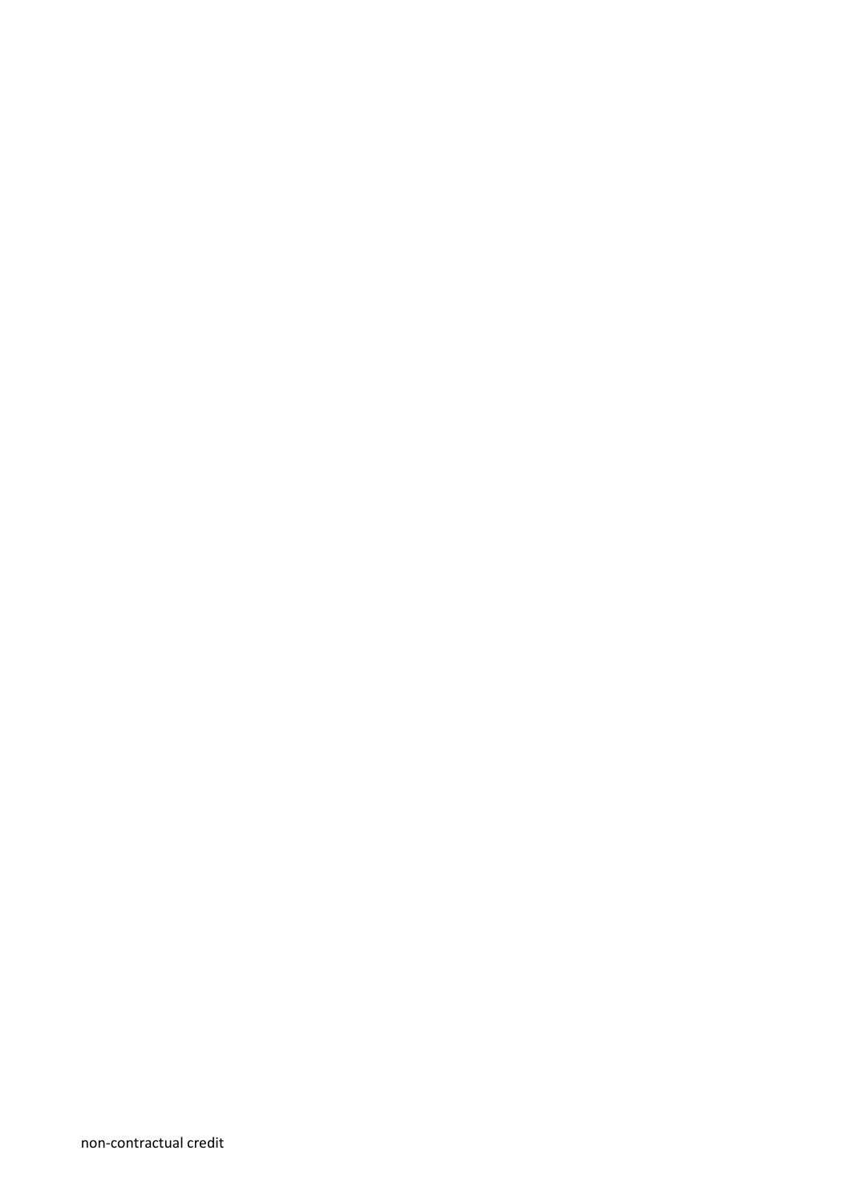non-contractual credit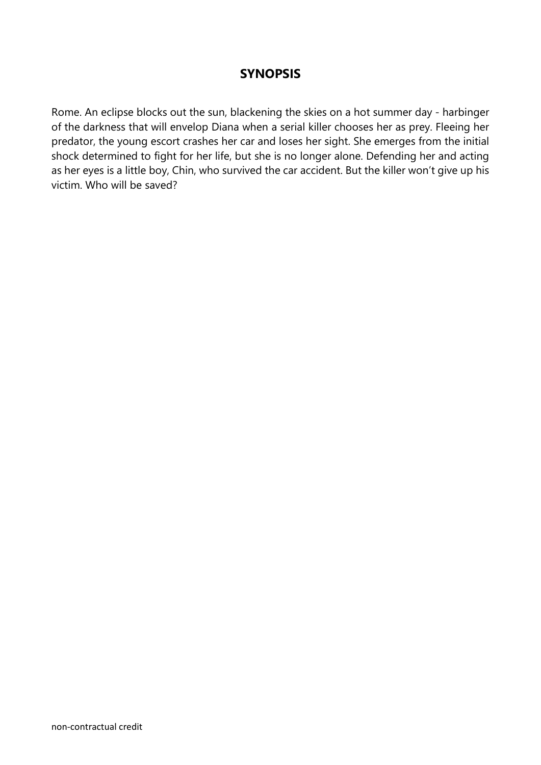# SYNOPSIS

Rome. An eclipse blocks out the sun, blackening the skies on a hot summer day - harbinger of the darkness that will envelop Diana when a serial killer chooses her as prey. Fleeing her predator, the young escort crashes her car and loses her sight. She emerges from the initial shock determined to fight for her life, but she is no longer alone. Defending her and acting as her eyes is a little boy, Chin, who survived the car accident. But the killer won't give up his victim. Who will be saved?

non-contractual credit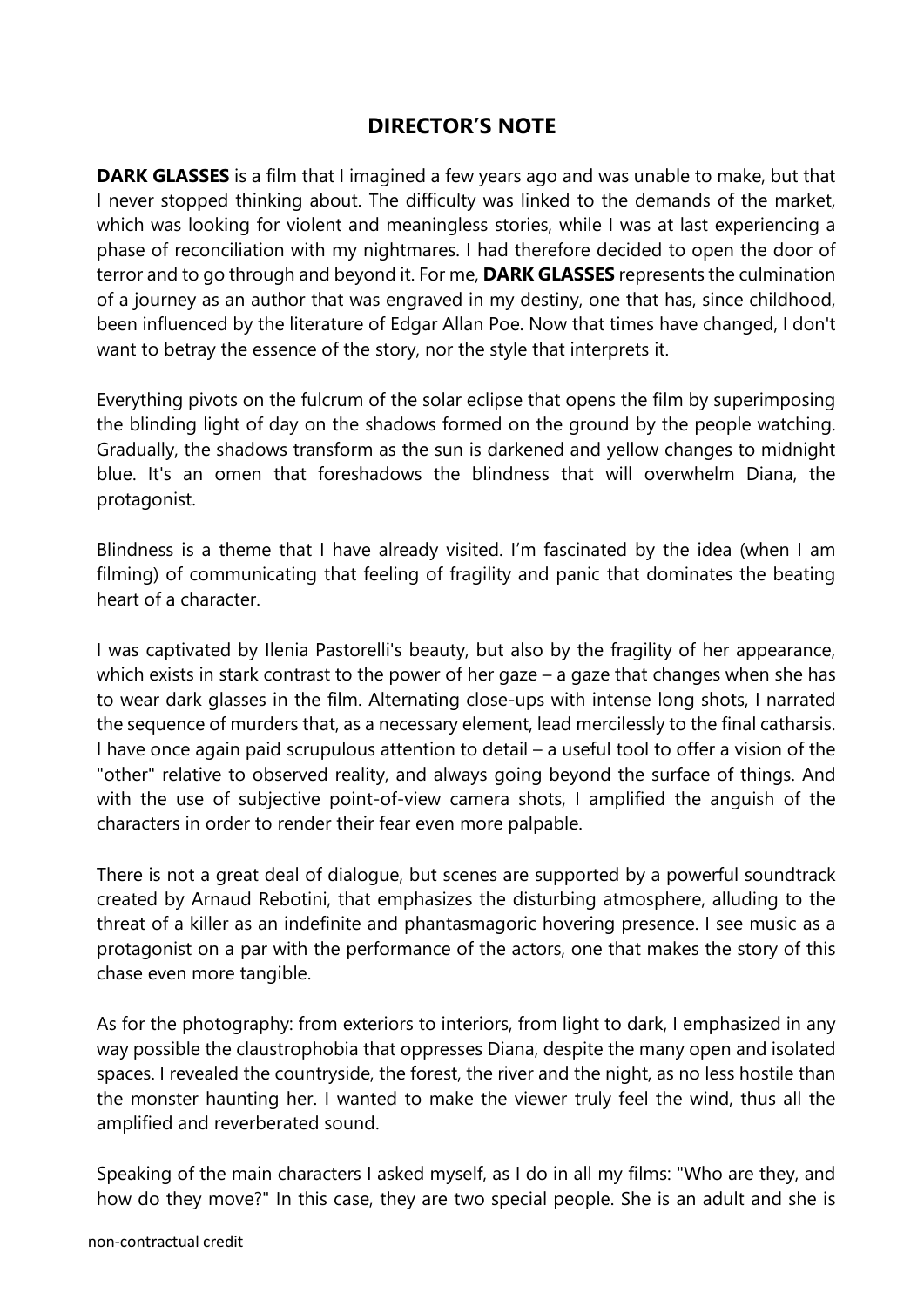## DIRECTOR'S NOTE

**DARK GLASSES** is a film that I imagined a few years ago and was unable to make, but that I never stopped thinking about. The difficulty was linked to the demands of the market, which was looking for violent and meaningless stories, while I was at last experiencing a phase of reconciliation with my nightmares. I had therefore decided to open the door of terror and to go through and beyond it. For me, **DARK GLASSES** represents the culmination of a journey as an author that was engraved in my destiny, one that has, since childhood, been influenced by the literature of Edgar Allan Poe. Now that times have changed, I don't want to betray the essence of the story, nor the style that interprets it.

Everything pivots on the fulcrum of the solar eclipse that opens the film by superimposing the blinding light of day on the shadows formed on the ground by the people watching. Gradually, the shadows transform as the sun is darkened and yellow changes to midnight blue. It's an omen that foreshadows the blindness that will overwhelm Diana, the protagonist.

Blindness is a theme that I have already visited. I'm fascinated by the idea (when I am filming) of communicating that feeling of fragility and panic that dominates the beating heart of a character.

I was captivated by Ilenia Pastorelli's beauty, but also by the fragility of her appearance, which exists in stark contrast to the power of her gaze – a gaze that changes when she has to wear dark glasses in the film. Alternating close-ups with intense long shots, I narrated the sequence of murders that, as a necessary element, lead mercilessly to the final catharsis. I have once again paid scrupulous attention to detail – a useful tool to offer a vision of the "other" relative to observed reality, and always going beyond the surface of things. And with the use of subjective point-of-view camera shots, I amplified the anguish of the characters in order to render their fear even more palpable.

There is not a great deal of dialogue, but scenes are supported by a powerful soundtrack created by Arnaud Rebotini, that emphasizes the disturbing atmosphere, alluding to the threat of a killer as an indefinite and phantasmagoric hovering presence. I see music as a protagonist on a par with the performance of the actors, one that makes the story of this chase even more tangible.

As for the photography: from exteriors to interiors, from light to dark, I emphasized in any way possible the claustrophobia that oppresses Diana, despite the many open and isolated spaces. I revealed the countryside, the forest, the river and the night, as no less hostile than the monster haunting her. I wanted to make the viewer truly feel the wind, thus all the amplified and reverberated sound.

Speaking of the main characters I asked myself, as I do in all my films: "Who are they, and how do they move?" In this case, they are two special people. She is an adult and she is

non-contractual credit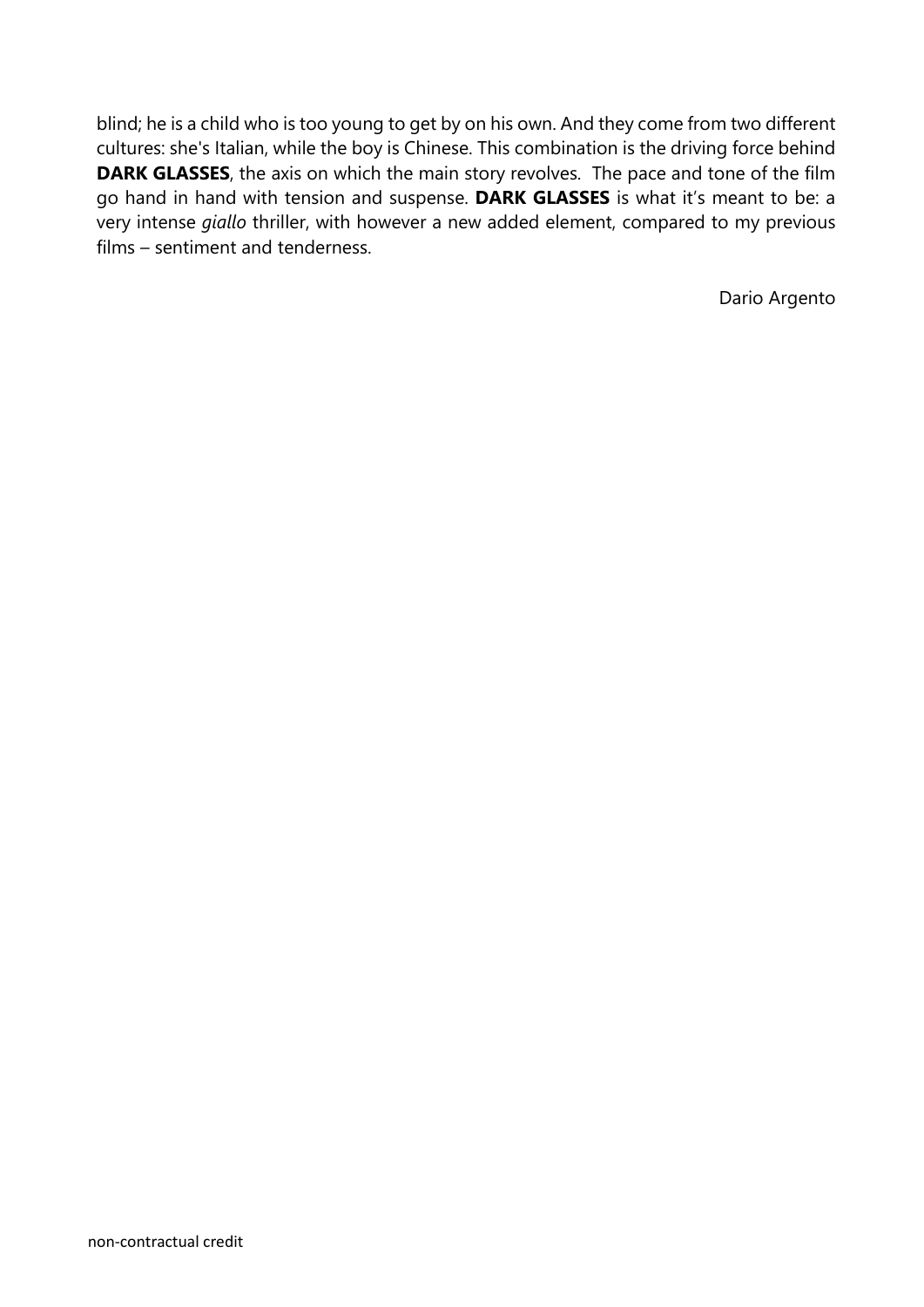blind; he is a child who is too young to get by on his own. And they come from two different cultures: she's Italian, while the boy is Chinese. This combination is the driving force behind **DARK GLASSES**, the axis on which the main story revolves. The pace and tone of the film go hand in hand with tension and suspense. **DARK GLASSES** is what it's meant to be: a very intense *giallo* thriller, with however a new added element, compared to my previous films – sentiment and tenderness.

Dario Argento

non-contractual credit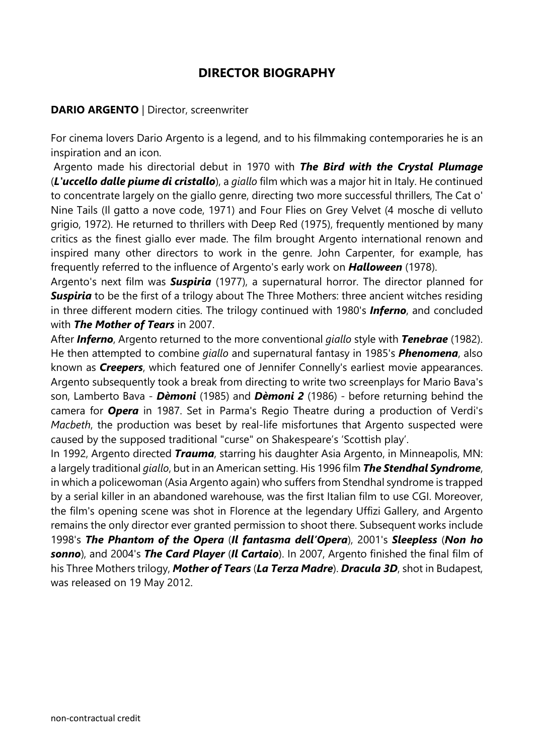## DIRECTOR BIOGRAPHY

**DARIO ARGENTO** | Director, screenwriter

For cinema lovers Dario Argento is a legend, and to his filmmaking contemporaries he is an inspiration and an icon.

Argento made his directorial debut in 1970 with ***The Bird with the Crystal Plumage*** (***L'uccello dalle piume di cristallo***), a *giallo* film which was a major hit in Italy. He continued to concentrate largely on the giallo genre, directing two more successful thrillers, The Cat o' Nine Tails (Il gatto a nove code, 1971) and Four Flies on Grey Velvet (4 mosche di velluto grigio, 1972). He returned to thrillers with Deep Red (1975), frequently mentioned by many critics as the finest giallo ever made. The film brought Argento international renown and inspired many other directors to work in the genre. John Carpenter, for example, has frequently referred to the influence of Argento's early work on ***Halloween*** (1978).

Argento's next film was ***Suspiria*** (1977), a supernatural horror. The director planned for ***Suspiria*** to be the first of a trilogy about The Three Mothers: three ancient witches residing in three different modern cities. The trilogy continued with 1980's ***Inferno***, and concluded with ***The Mother of Tears*** in 2007.

After ***Inferno***, Argento returned to the more conventional *giallo* style with ***Tenebrae*** (1982). He then attempted to combine *giallo* and supernatural fantasy in 1985's ***Phenomena***, also known as ***Creepers***, which featured one of Jennifer Connelly's earliest movie appearances. Argento subsequently took a break from directing to write two screenplays for Mario Bava's son, Lamberto Bava - ***Dèmoni*** (1985) and ***Dèmoni 2*** (1986) - before returning behind the camera for ***Opera*** in 1987. Set in Parma's Regio Theatre during a production of Verdi's *Macbeth*, the production was beset by real-life misfortunes that Argento suspected were caused by the supposed traditional "curse" on Shakespeare's 'Scottish play'.

In 1992, Argento directed ***Trauma***, starring his daughter Asia Argento, in Minneapolis, MN: a largely traditional *giallo*, but in an American setting. His 1996 film ***The Stendhal Syndrome***, in which a policewoman (Asia Argento again) who suffers from Stendhal syndrome is trapped by a serial killer in an abandoned warehouse, was the first Italian film to use CGI. Moreover, the film's opening scene was shot in Florence at the legendary Uffizi Gallery, and Argento remains the only director ever granted permission to shoot there. Subsequent works include 1998's ***The Phantom of the Opera*** (***Il fantasma dell'Opera***), 2001's ***Sleepless*** (***Non ho sonno***), and 2004's ***The Card Player*** (***Il Cartaio***). In 2007, Argento finished the final film of his Three Mothers trilogy, ***Mother of Tears*** (***La Terza Madre***). ***Dracula 3D***, shot in Budapest, was released on 19 May 2012.

non-contractual credit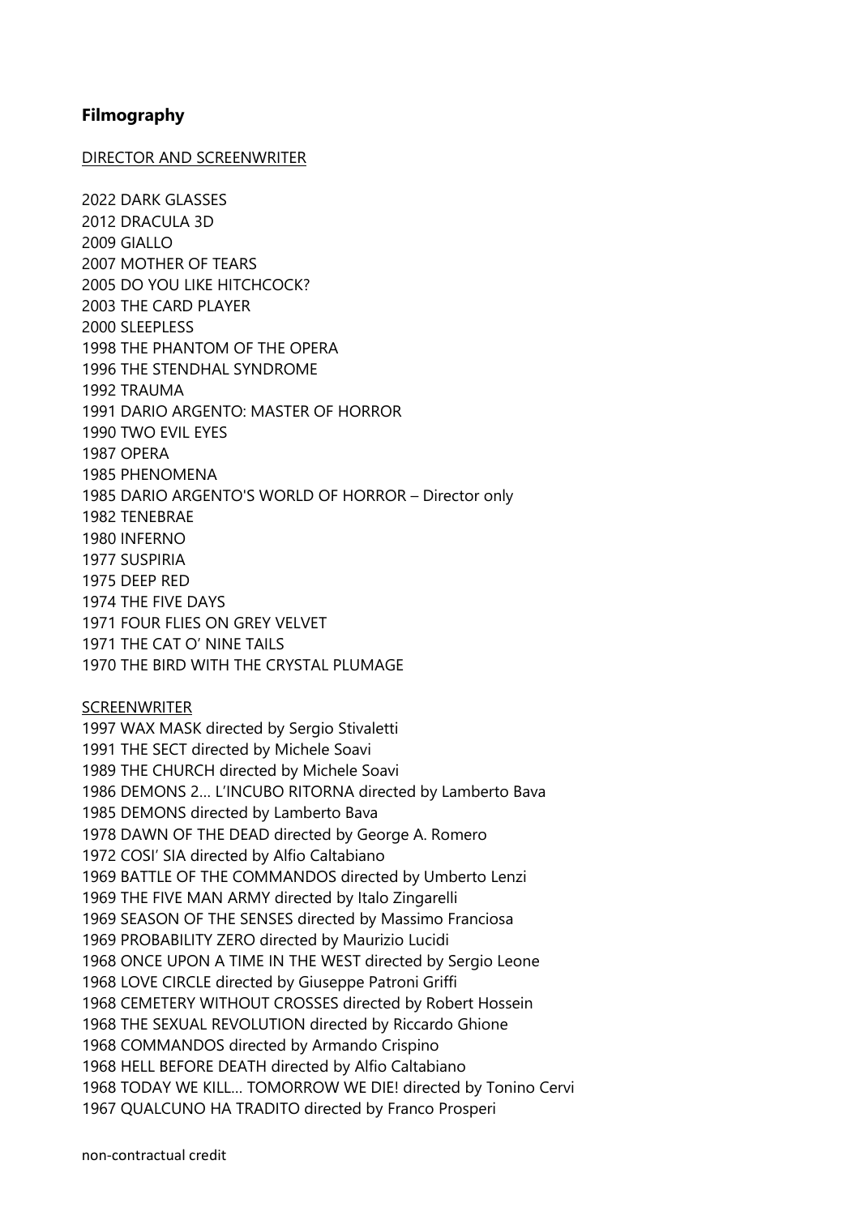## **Filmography**

DIRECTOR AND SCREENWRITER

2022 DARK GLASSES
2012 DRACULA 3D
2009 GIALLO
2007 MOTHER OF TEARS
2005 DO YOU LIKE HITCHCOCK?
2003 THE CARD PLAYER
2000 SLEEPLESS
1998 THE PHANTOM OF THE OPERA
1996 THE STENDHAL SYNDROME
1992 TRAUMA
1991 DARIO ARGENTO: MASTER OF HORROR
1990 TWO EVIL EYES
1987 OPERA
1985 PHENOMENA
1985 DARIO ARGENTO'S WORLD OF HORROR – Director only
1982 TENEBRAE
1980 INFERNO
1977 SUSPIRIA
1975 DEEP RED
1974 THE FIVE DAYS
1971 FOUR FLIES ON GREY VELVET
1971 THE CAT O' NINE TAILS
1970 THE BIRD WITH THE CRYSTAL PLUMAGE

SCREENWRITER

1997 WAX MASK directed by Sergio Stivaletti
1991 THE SECT directed by Michele Soavi
1989 THE CHURCH directed by Michele Soavi
1986 DEMONS 2… L'INCUBO RITORNA directed by Lamberto Bava
1985 DEMONS directed by Lamberto Bava
1978 DAWN OF THE DEAD directed by George A. Romero
1972 COSI' SIA directed by Alfio Caltabiano
1969 BATTLE OF THE COMMANDOS directed by Umberto Lenzi
1969 THE FIVE MAN ARMY directed by Italo Zingarelli
1969 SEASON OF THE SENSES directed by Massimo Franciosa
1969 PROBABILITY ZERO directed by Maurizio Lucidi
1968 ONCE UPON A TIME IN THE WEST directed by Sergio Leone
1968 LOVE CIRCLE directed by Giuseppe Patroni Griffi
1968 CEMETERY WITHOUT CROSSES directed by Robert Hossein
1968 THE SEXUAL REVOLUTION directed by Riccardo Ghione
1968 COMMANDOS directed by Armando Crispino
1968 HELL BEFORE DEATH directed by Alfio Caltabiano
1968 TODAY WE KILL… TOMORROW WE DIE! directed by Tonino Cervi
1967 QUALCUNO HA TRADITO directed by Franco Prosperi

non-contractual credit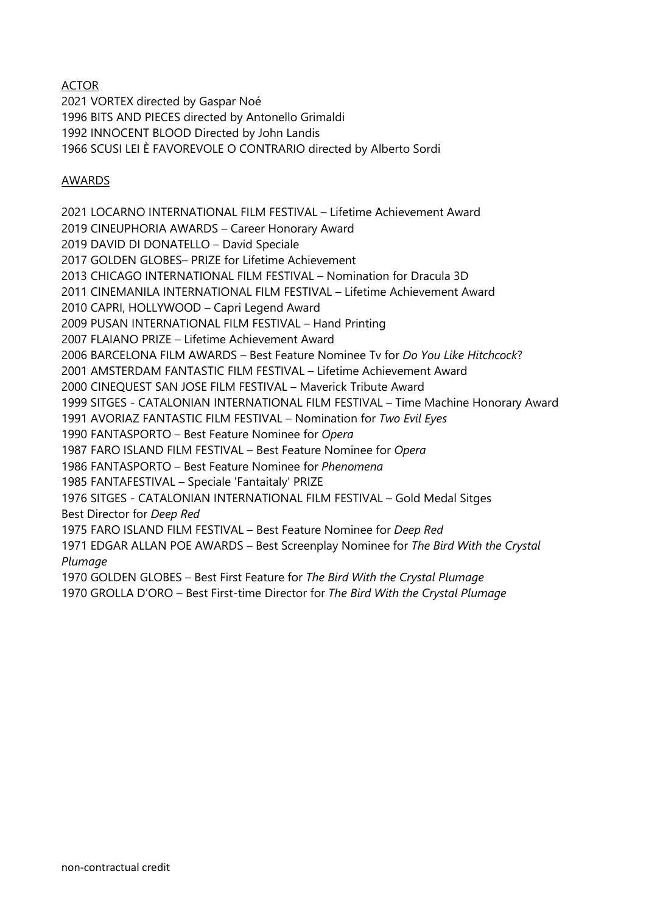<u>ACTOR</u>

2021 VORTEX directed by Gaspar Noé
1996 BITS AND PIECES directed by Antonello Grimaldi
1992 INNOCENT BLOOD Directed by John Landis
1966 SCUSI LEI È FAVOREVOLE O CONTRARIO directed by Alberto Sordi

<u>AWARDS</u>

2021 LOCARNO INTERNATIONAL FILM FESTIVAL – Lifetime Achievement Award
2019 CINEUPHORIA AWARDS – Career Honorary Award
2019 DAVID DI DONATELLO – David Speciale
2017 GOLDEN GLOBES– PRIZE for Lifetime Achievement
2013 CHICAGO INTERNATIONAL FILM FESTIVAL – Nomination for Dracula 3D
2011 CINEMANILA INTERNATIONAL FILM FESTIVAL – Lifetime Achievement Award
2010 CAPRI, HOLLYWOOD – Capri Legend Award
2009 PUSAN INTERNATIONAL FILM FESTIVAL – Hand Printing
2007 FLAIANO PRIZE – Lifetime Achievement Award
2006 BARCELONA FILM AWARDS – Best Feature Nominee Tv for *Do You Like Hitchcock*?
2001 AMSTERDAM FANTASTIC FILM FESTIVAL – Lifetime Achievement Award
2000 CINEQUEST SAN JOSE FILM FESTIVAL – Maverick Tribute Award
1999 SITGES - CATALONIAN INTERNATIONAL FILM FESTIVAL – Time Machine Honorary Award
1991 AVORIAZ FANTASTIC FILM FESTIVAL – Nomination for *Two Evil Eyes*
1990 FANTASPORTO – Best Feature Nominee for *Opera*
1987 FARO ISLAND FILM FESTIVAL – Best Feature Nominee for *Opera*
1986 FANTASPORTO – Best Feature Nominee for *Phenomena*
1985 FANTAFESTIVAL – Speciale 'Fantaitaly' PRIZE
1976 SITGES - CATALONIAN INTERNATIONAL FILM FESTIVAL – Gold Medal Sitges Best Director for *Deep Red*
1975 FARO ISLAND FILM FESTIVAL – Best Feature Nominee for *Deep Red*
1971 EDGAR ALLAN POE AWARDS – Best Screenplay Nominee for *The Bird With the Crystal Plumage*
1970 GOLDEN GLOBES – Best First Feature for *The Bird With the Crystal Plumage*
1970 GROLLA D'ORO – Best First-time Director for *The Bird With the Crystal Plumage*

non-contractual credit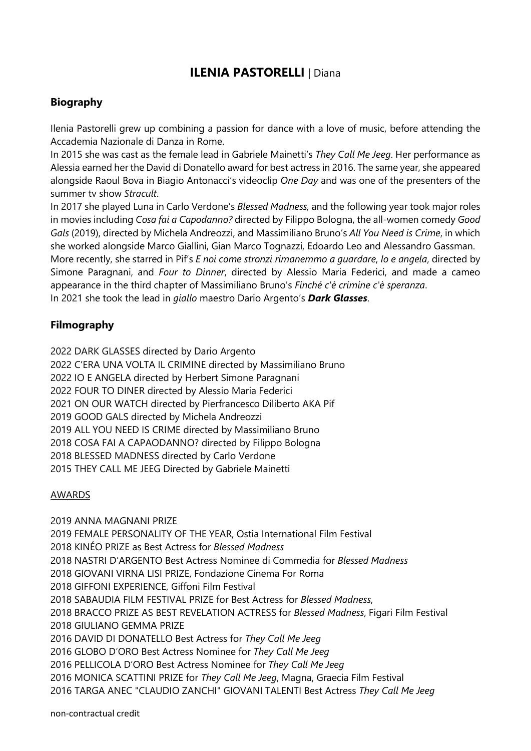# **ILENIA PASTORELLI** | Diana

## Biography

Ilenia Pastorelli grew up combining a passion for dance with a love of music, before attending the Accademia Nazionale di Danza in Rome.

In 2015 she was cast as the female lead in Gabriele Mainetti's *They Call Me Jeeg*. Her performance as Alessia earned her the David di Donatello award for best actress in 2016. The same year, she appeared alongside Raoul Bova in Biagio Antonacci's videoclip *One Day* and was one of the presenters of the summer tv show *Stracult*.

In 2017 she played Luna in Carlo Verdone's *Blessed Madness,* and the following year took major roles in movies including *Cosa fai a Capodanno?* directed by Filippo Bologna, the all-women comedy *Good Gals* (2019), directed by Michela Andreozzi, and Massimiliano Bruno's *All You Need is Crime*, in which she worked alongside Marco Giallini, Gian Marco Tognazzi, Edoardo Leo and Alessandro Gassman.

More recently, she starred in Pif's *E noi come stronzi rimanemmo a guardare*, *Io e angela*, directed by Simone Paragnani, and *Four to Dinner*, directed by Alessio Maria Federici, and made a cameo appearance in the third chapter of Massimiliano Bruno's *Finché c'è crimine c'è speranza*.

In 2021 she took the lead in *giallo* maestro Dario Argento's ***Dark Glasses***.

## Filmography

2022 DARK GLASSES directed by Dario Argento
2022 C'ERA UNA VOLTA IL CRIMINE directed by Massimiliano Bruno
2022 IO E ANGELA directed by Herbert Simone Paragnani
2022 FOUR TO DINER directed by Alessio Maria Federici
2021 ON OUR WATCH directed by Pierfrancesco Diliberto AKA Pif
2019 GOOD GALS directed by Michela Andreozzi
2019 ALL YOU NEED IS CRIME directed by Massimiliano Bruno
2018 COSA FAI A CAPAODANNO? directed by Filippo Bologna
2018 BLESSED MADNESS directed by Carlo Verdone
2015 THEY CALL ME JEEG Directed by Gabriele Mainetti

AWARDS

2019 ANNA MAGNANI PRIZE
2019 FEMALE PERSONALITY OF THE YEAR, Ostia International Film Festival
2018 KINÉO PRIZE as Best Actress for *Blessed Madness*
2018 NASTRI D'ARGENTO Best Actress Nominee di Commedia for *Blessed Madness*
2018 GIOVANI VIRNA LISI PRIZE, Fondazione Cinema For Roma
2018 GIFFONI EXPERIENCE, Giffoni Film Festival
2018 SABAUDIA FILM FESTIVAL PRIZE for Best Actress for *Blessed Madness*,
2018 BRACCO PRIZE AS BEST REVELATION ACTRESS for *Blessed Madness*, Figari Film Festival
2018 GIULIANO GEMMA PRIZE
2016 DAVID DI DONATELLO Best Actress for *They Call Me Jeeg*
2016 GLOBO D'ORO Best Actress Nominee for *They Call Me Jeeg*
2016 PELLICOLA D'ORO Best Actress Nominee for *They Call Me Jeeg*
2016 MONICA SCATTINI PRIZE for *They Call Me Jeeg*, Magna, Graecia Film Festival
2016 TARGA ANEC "CLAUDIO ZANCHI" GIOVANI TALENTI Best Actress *They Call Me Jeeg*

non-contractual credit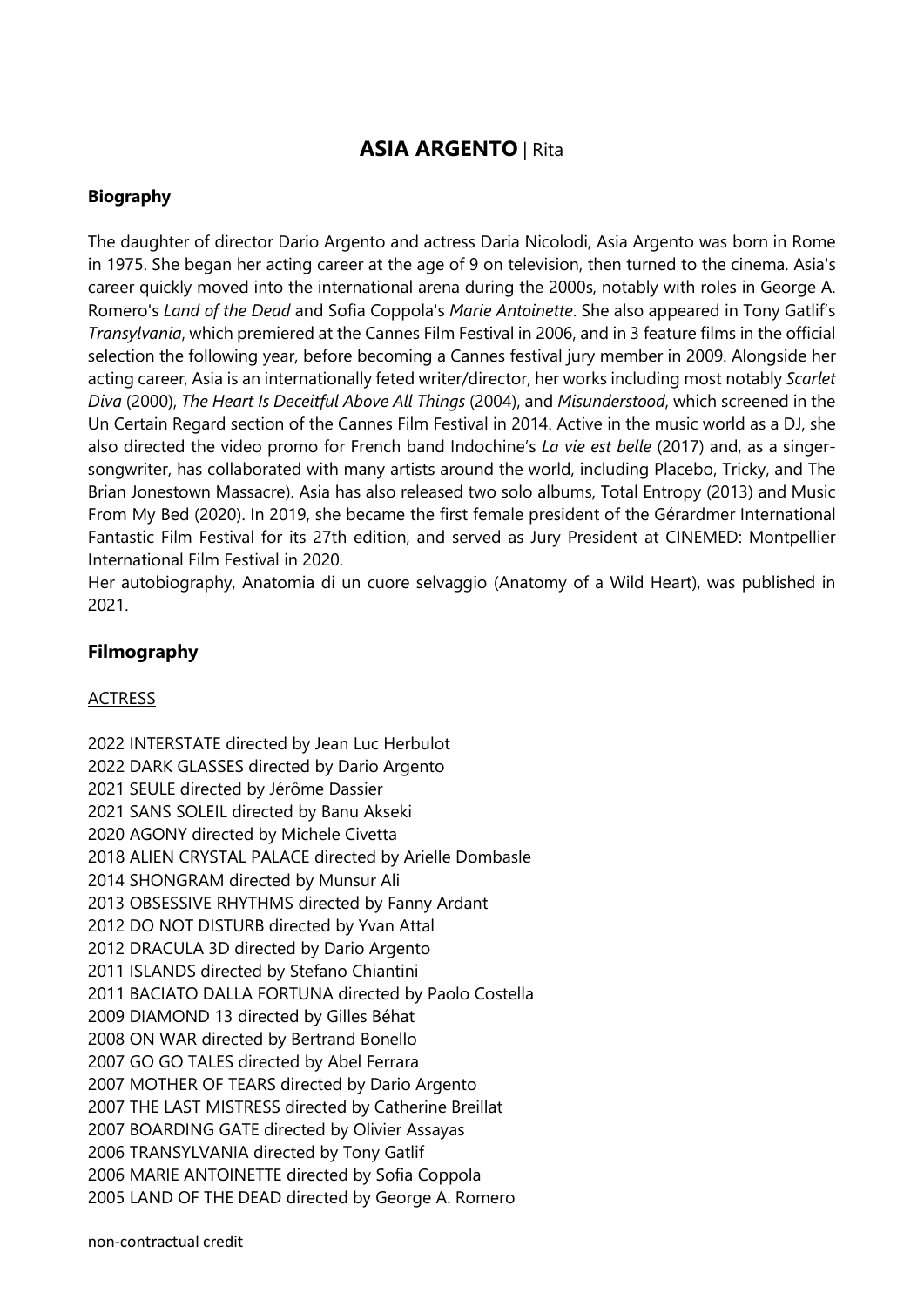# ASIA ARGENTO | Rita

### Biography

The daughter of director Dario Argento and actress Daria Nicolodi, Asia Argento was born in Rome in 1975. She began her acting career at the age of 9 on television, then turned to the cinema. Asia's career quickly moved into the international arena during the 2000s, notably with roles in George A. Romero's *Land of the Dead* and Sofia Coppola's *Marie Antoinette*. She also appeared in Tony Gatlif's *Transylvania*, which premiered at the Cannes Film Festival in 2006, and in 3 feature films in the official selection the following year, before becoming a Cannes festival jury member in 2009. Alongside her acting career, Asia is an internationally feted writer/director, her works including most notably *Scarlet Diva* (2000), *The Heart Is Deceitful Above All Things* (2004), and *Misunderstood*, which screened in the Un Certain Regard section of the Cannes Film Festival in 2014. Active in the music world as a DJ, she also directed the video promo for French band Indochine's *La vie est belle* (2017) and, as a singer-songwriter, has collaborated with many artists around the world, including Placebo, Tricky, and The Brian Jonestown Massacre). Asia has also released two solo albums, Total Entropy (2013) and Music From My Bed (2020). In 2019, she became the first female president of the Gérardmer International Fantastic Film Festival for its 27th edition, and served as Jury President at CINEMED: Montpellier International Film Festival in 2020.
Her autobiography, Anatomia di un cuore selvaggio (Anatomy of a Wild Heart), was published in 2021.

## Filmography

ACTRESS

2022 INTERSTATE directed by Jean Luc Herbulot
2022 DARK GLASSES directed by Dario Argento
2021 SEULE directed by Jérôme Dassier
2021 SANS SOLEIL directed by Banu Akseki
2020 AGONY directed by Michele Civetta
2018 ALIEN CRYSTAL PALACE directed by Arielle Dombasle
2014 SHONGRAM directed by Munsur Ali
2013 OBSESSIVE RHYTHMS directed by Fanny Ardant
2012 DO NOT DISTURB directed by Yvan Attal
2012 DRACULA 3D directed by Dario Argento
2011 ISLANDS directed by Stefano Chiantini
2011 BACIATO DALLA FORTUNA directed by Paolo Costella
2009 DIAMOND 13 directed by Gilles Béhat
2008 ON WAR directed by Bertrand Bonello
2007 GO GO TALES directed by Abel Ferrara
2007 MOTHER OF TEARS directed by Dario Argento
2007 THE LAST MISTRESS directed by Catherine Breillat
2007 BOARDING GATE directed by Olivier Assayas
2006 TRANSYLVANIA directed by Tony Gatlif
2006 MARIE ANTOINETTE directed by Sofia Coppola
2005 LAND OF THE DEAD directed by George A. Romero

non-contractual credit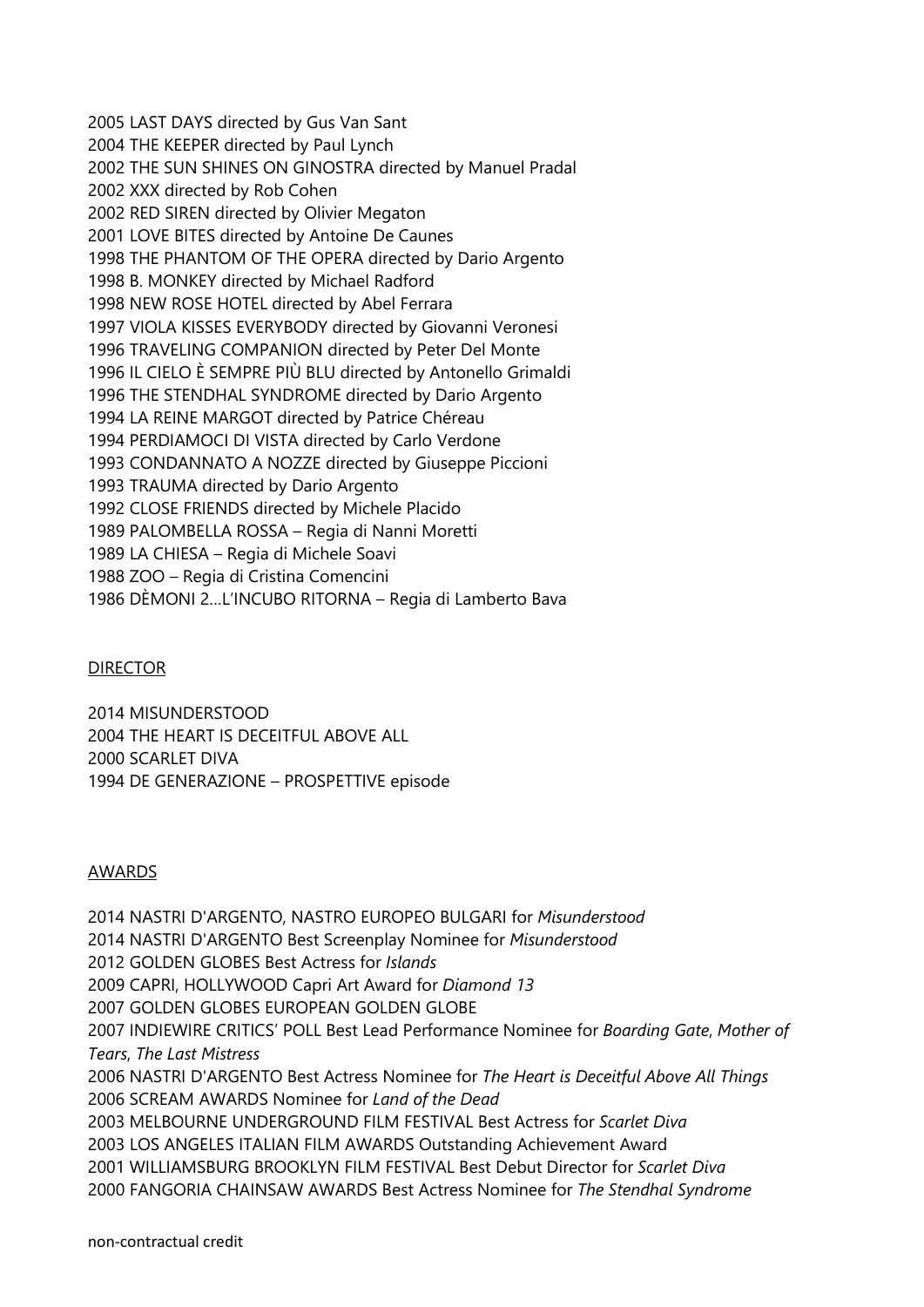2005 LAST DAYS directed by Gus Van Sant
2004 THE KEEPER directed by Paul Lynch
2002 THE SUN SHINES ON GINOSTRA directed by Manuel Pradal
2002 XXX directed by Rob Cohen
2002 RED SIREN directed by Olivier Megaton
2001 LOVE BITES directed by Antoine De Caunes
1998 THE PHANTOM OF THE OPERA directed by Dario Argento
1998 B. MONKEY directed by Michael Radford
1998 NEW ROSE HOTEL directed by Abel Ferrara
1997 VIOLA KISSES EVERYBODY directed by Giovanni Veronesi
1996 TRAVELING COMPANION directed by Peter Del Monte
1996 IL CIELO È SEMPRE PIÙ BLU directed by Antonello Grimaldi
1996 THE STENDHAL SYNDROME directed by Dario Argento
1994 LA REINE MARGOT directed by Patrice Chéreau
1994 PERDIAMOCI DI VISTA directed by Carlo Verdone
1993 CONDANNATO A NOZZE directed by Giuseppe Piccioni
1993 TRAUMA directed by Dario Argento
1992 CLOSE FRIENDS directed by Michele Placido
1989 PALOMBELLA ROSSA – Regia di Nanni Moretti
1989 LA CHIESA – Regia di Michele Soavi
1988 ZOO – Regia di Cristina Comencini
1986 DÈMONI 2…L'INCUBO RITORNA – Regia di Lamberto Bava

## DIRECTOR

2014 MISUNDERSTOOD
2004 THE HEART IS DECEITFUL ABOVE ALL
2000 SCARLET DIVA
1994 DE GENERAZIONE – PROSPETTIVE episode

## AWARDS

2014 NASTRI D'ARGENTO, NASTRO EUROPEO BULGARI for *Misunderstood*
2014 NASTRI D'ARGENTO Best Screenplay Nominee for *Misunderstood*
2012 GOLDEN GLOBES Best Actress for *Islands*
2009 CAPRI, HOLLYWOOD Capri Art Award for *Diamond 13*
2007 GOLDEN GLOBES EUROPEAN GOLDEN GLOBE
2007 INDIEWIRE CRITICS' POLL Best Lead Performance Nominee for *Boarding Gate*, *Mother of Tears*, *The Last Mistress*
2006 NASTRI D'ARGENTO Best Actress Nominee for *The Heart is Deceitful Above All Things*
2006 SCREAM AWARDS Nominee for *Land of the Dead*
2003 MELBOURNE UNDERGROUND FILM FESTIVAL Best Actress for *Scarlet Diva*
2003 LOS ANGELES ITALIAN FILM AWARDS Outstanding Achievement Award
2001 WILLIAMSBURG BROOKLYN FILM FESTIVAL Best Debut Director for *Scarlet Diva*
2000 FANGORIA CHAINSAW AWARDS Best Actress Nominee for *The Stendhal Syndrome*

non-contractual credit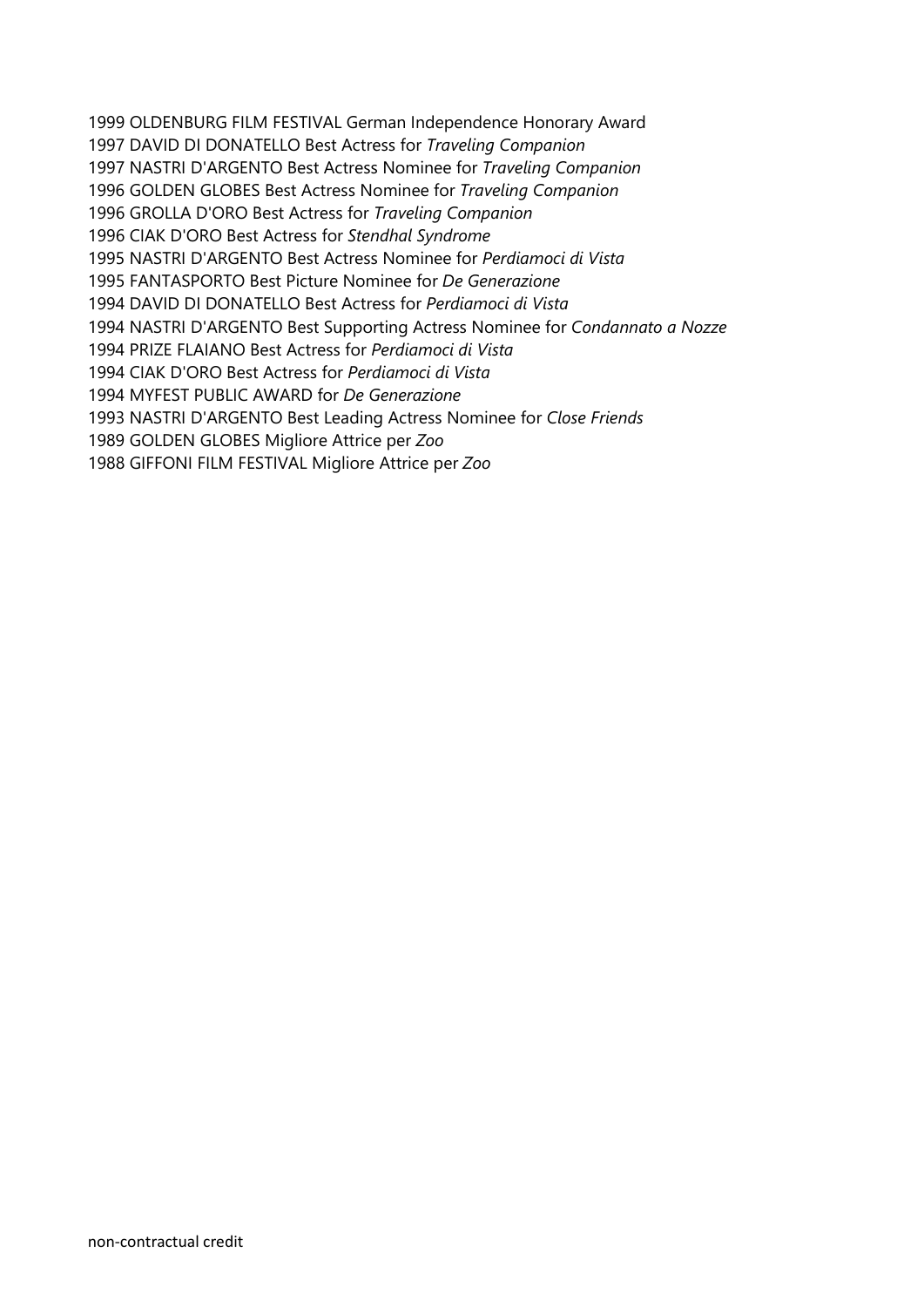1999 OLDENBURG FILM FESTIVAL German Independence Honorary Award
1997 DAVID DI DONATELLO Best Actress for *Traveling Companion*
1997 NASTRI D'ARGENTO Best Actress Nominee for *Traveling Companion*
1996 GOLDEN GLOBES Best Actress Nominee for *Traveling Companion*
1996 GROLLA D'ORO Best Actress for *Traveling Companion*
1996 CIAK D'ORO Best Actress for *Stendhal Syndrome*
1995 NASTRI D'ARGENTO Best Actress Nominee for *Perdiamoci di Vista*
1995 FANTASPORTO Best Picture Nominee for *De Generazione*
1994 DAVID DI DONATELLO Best Actress for *Perdiamoci di Vista*
1994 NASTRI D'ARGENTO Best Supporting Actress Nominee for *Condannato a Nozze*
1994 PRIZE FLAIANO Best Actress for *Perdiamoci di Vista*
1994 CIAK D'ORO Best Actress for *Perdiamoci di Vista*
1994 MYFEST PUBLIC AWARD for *De Generazione*
1993 NASTRI D'ARGENTO Best Leading Actress Nominee for *Close Friends*
1989 GOLDEN GLOBES Migliore Attrice per *Zoo*
1988 GIFFONI FILM FESTIVAL Migliore Attrice per *Zoo*

non-contractual credit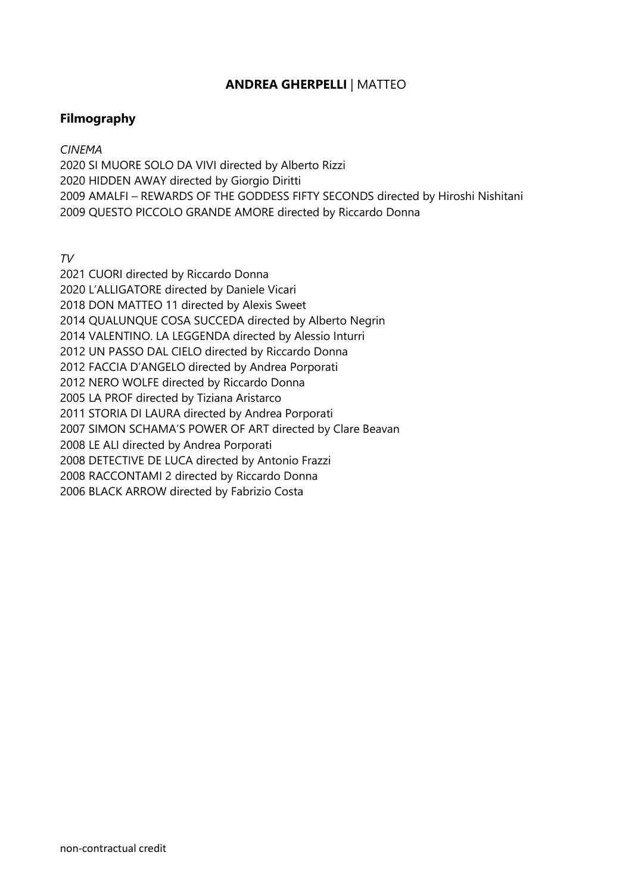**ANDREA GHERPELLI** | MATTEO

## Filmography

*CINEMA*
2020 SI MUORE SOLO DA VIVI directed by Alberto Rizzi
2020 HIDDEN AWAY directed by Giorgio Diritti
2009 AMALFI – REWARDS OF THE GODDESS FIFTY SECONDS directed by Hiroshi Nishitani
2009 QUESTO PICCOLO GRANDE AMORE directed by Riccardo Donna

*TV*
2021 CUORI directed by Riccardo Donna
2020 L'ALLIGATORE directed by Daniele Vicari
2018 DON MATTEO 11 directed by Alexis Sweet
2014 QUALUNQUE COSA SUCCEDA directed by Alberto Negrin
2014 VALENTINO. LA LEGGENDA directed by Alessio Inturri
2012 UN PASSO DAL CIELO directed by Riccardo Donna
2012 FACCIA D'ANGELO directed by Andrea Porporati
2012 NERO WOLFE directed by Riccardo Donna
2005 LA PROF directed by Tiziana Aristarco
2011 STORIA DI LAURA directed by Andrea Porporati
2007 SIMON SCHAMA'S POWER OF ART directed by Clare Beavan
2008 LE ALI directed by Andrea Porporati
2008 DETECTIVE DE LUCA directed by Antonio Frazzi
2008 RACCONTAMI 2 directed by Riccardo Donna
2006 BLACK ARROW directed by Fabrizio Costa

non-contractual credit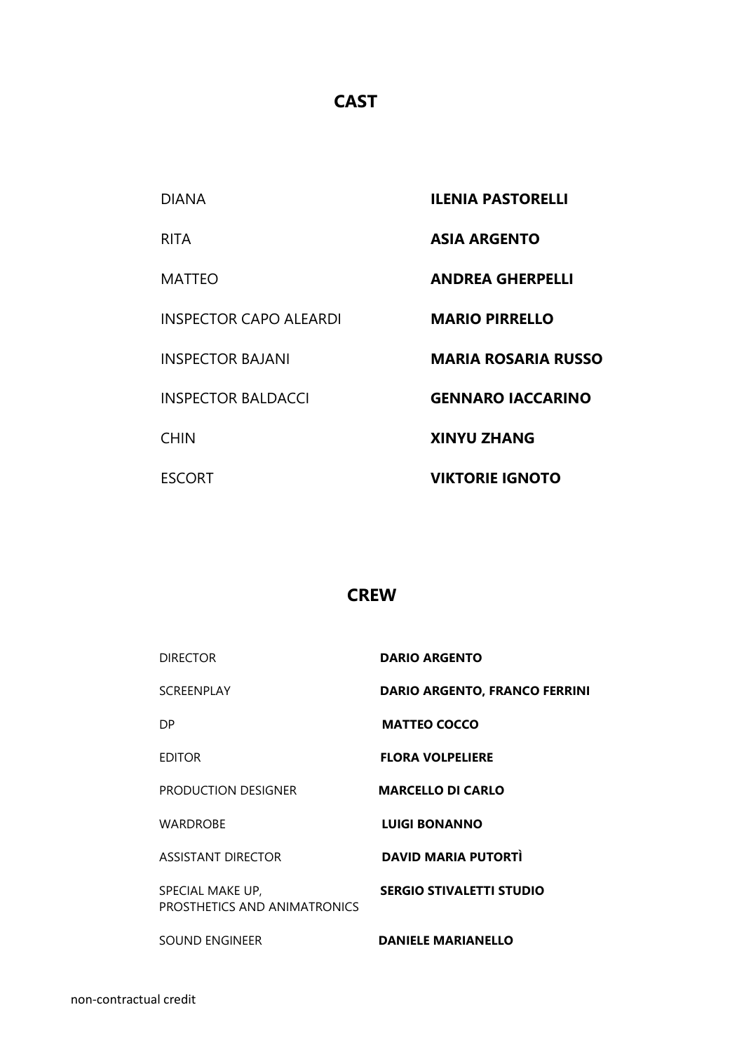## CAST

| | |
|---|---|
| DIANA | **ILENIA PASTORELLI** |
| RITA | **ASIA ARGENTO** |
| MATTEO | **ANDREA GHERPELLI** |
| INSPECTOR CAPO ALEARDI | **MARIO PIRRELLO** |
| INSPECTOR BAJANI | **MARIA ROSARIA RUSSO** |
| INSPECTOR BALDACCI | **GENNARO IACCARINO** |
| CHIN | **XINYU ZHANG** |
| ESCORT | **VIKTORIE IGNOTO** |

## CREW

| | |
|---|---|
| DIRECTOR | **DARIO ARGENTO** |
| SCREENPLAY | **DARIO ARGENTO, FRANCO FERRINI** |
| DP | **MATTEO COCCO** |
| EDITOR | **FLORA VOLPELIERE** |
| PRODUCTION DESIGNER | **MARCELLO DI CARLO** |
| WARDROBE | **LUIGI BONANNO** |
| ASSISTANT DIRECTOR | **DAVID MARIA PUTORTÌ** |
| SPECIAL MAKE UP, PROSTHETICS AND ANIMATRONICS | **SERGIO STIVALETTI STUDIO** |
| SOUND ENGINEER | **DANIELE MARIANELLO** |

non-contractual credit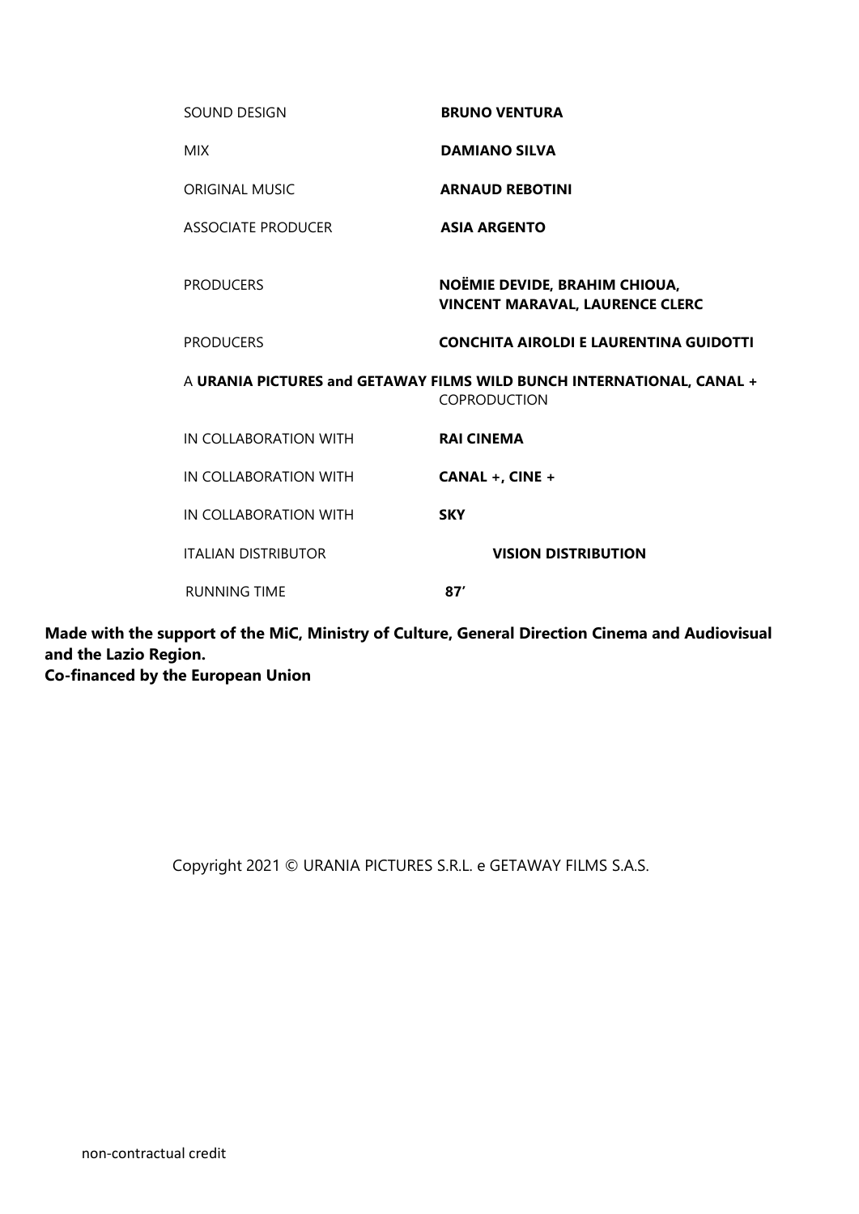| | |
|---|---|
| SOUND DESIGN | **BRUNO VENTURA** |
| MIX | **DAMIANO SILVA** |
| ORIGINAL MUSIC | **ARNAUD REBOTINI** |
| ASSOCIATE PRODUCER | **ASIA ARGENTO** |
| PRODUCERS | **NOËMIE DEVIDE, BRAHIM CHIOUA, VINCENT MARAVAL, LAURENCE CLERC** |
| PRODUCERS | **CONCHITA AIROLDI E LAURENTINA GUIDOTTI** |

A **URANIA PICTURES and GETAWAY FILMS WILD BUNCH INTERNATIONAL, CANAL +** COPRODUCTION

| | |
|---|---|
| IN COLLABORATION WITH | **RAI CINEMA** |
| IN COLLABORATION WITH | **CANAL +, CINE +** |
| IN COLLABORATION WITH | **SKY** |
| ITALIAN DISTRIBUTOR | **VISION DISTRIBUTION** |
| RUNNING TIME | **87'** |

**Made with the support of the MiC, Ministry of Culture, General Direction Cinema and Audiovisual and the Lazio Region.**
**Co-financed by the European Union**

Copyright 2021 © URANIA PICTURES S.R.L. e GETAWAY FILMS S.A.S.

non-contractual credit